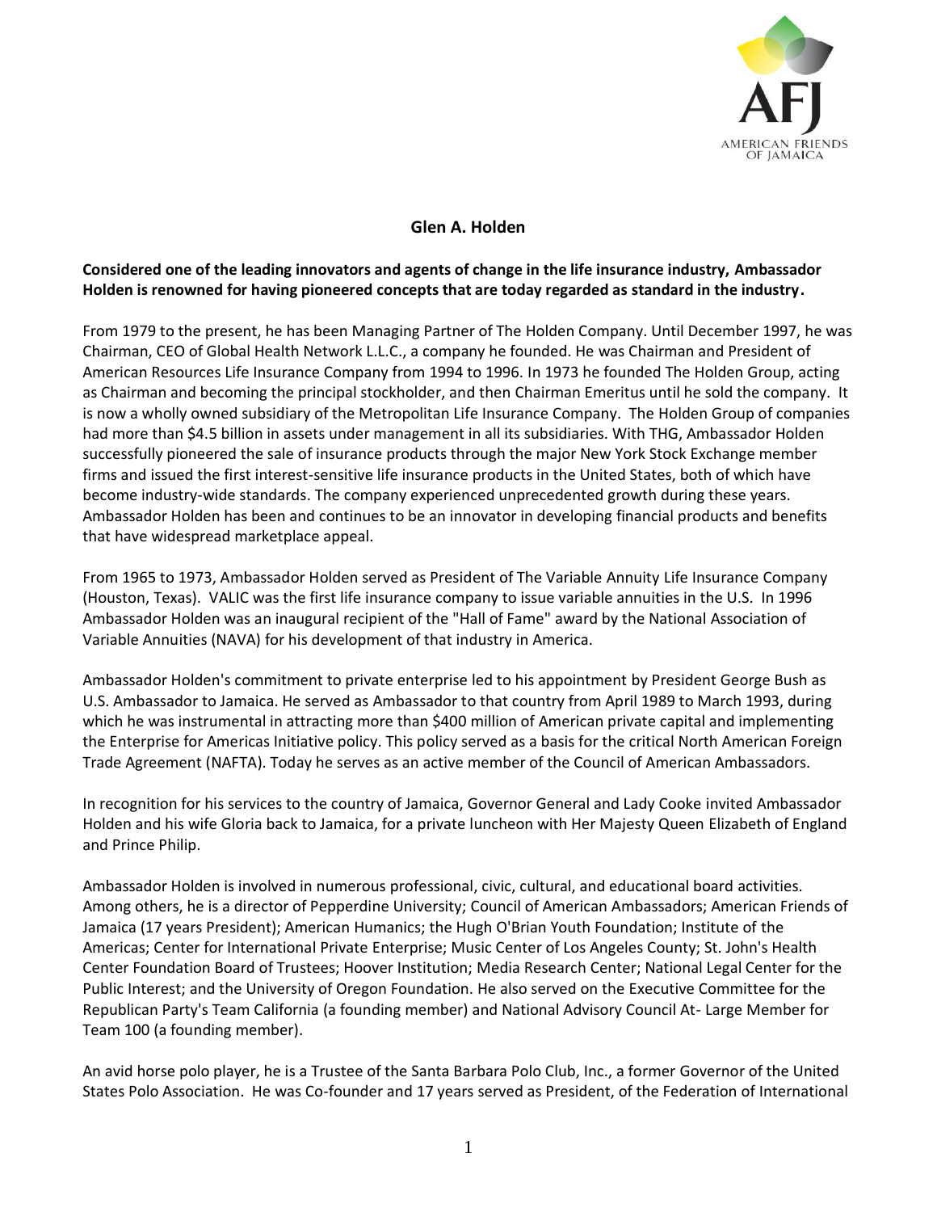AFJ
AMERICAN FRIENDS OF JAMAICA

## Glen A. Holden

**Considered one of the leading innovators and agents of change in the life insurance industry, Ambassador Holden is renowned for having pioneered concepts that are today regarded as standard in the industry.**

From 1979 to the present, he has been Managing Partner of The Holden Company. Until December 1997, he was Chairman, CEO of Global Health Network L.L.C., a company he founded. He was Chairman and President of American Resources Life Insurance Company from 1994 to 1996. In 1973 he founded The Holden Group, acting as Chairman and becoming the principal stockholder, and then Chairman Emeritus until he sold the company. It is now a wholly owned subsidiary of the Metropolitan Life Insurance Company. The Holden Group of companies had more than $4.5 billion in assets under management in all its subsidiaries. With THG, Ambassador Holden successfully pioneered the sale of insurance products through the major New York Stock Exchange member firms and issued the first interest-sensitive life insurance products in the United States, both of which have become industry-wide standards. The company experienced unprecedented growth during these years. Ambassador Holden has been and continues to be an innovator in developing financial products and benefits that have widespread marketplace appeal.

From 1965 to 1973, Ambassador Holden served as President of The Variable Annuity Life Insurance Company (Houston, Texas). VALIC was the first life insurance company to issue variable annuities in the U.S. In 1996 Ambassador Holden was an inaugural recipient of the "Hall of Fame" award by the National Association of Variable Annuities (NAVA) for his development of that industry in America.

Ambassador Holden's commitment to private enterprise led to his appointment by President George Bush as U.S. Ambassador to Jamaica. He served as Ambassador to that country from April 1989 to March 1993, during which he was instrumental in attracting more than $400 million of American private capital and implementing the Enterprise for Americas Initiative policy. This policy served as a basis for the critical North American Foreign Trade Agreement (NAFTA). Today he serves as an active member of the Council of American Ambassadors.

In recognition for his services to the country of Jamaica, Governor General and Lady Cooke invited Ambassador Holden and his wife Gloria back to Jamaica, for a private luncheon with Her Majesty Queen Elizabeth of England and Prince Philip.

Ambassador Holden is involved in numerous professional, civic, cultural, and educational board activities. Among others, he is a director of Pepperdine University; Council of American Ambassadors; American Friends of Jamaica (17 years President); American Humanics; the Hugh O'Brian Youth Foundation; Institute of the Americas; Center for International Private Enterprise; Music Center of Los Angeles County; St. John's Health Center Foundation Board of Trustees; Hoover Institution; Media Research Center; National Legal Center for the Public Interest; and the University of Oregon Foundation. He also served on the Executive Committee for the Republican Party's Team California (a founding member) and National Advisory Council At- Large Member for Team 100 (a founding member).

An avid horse polo player, he is a Trustee of the Santa Barbara Polo Club, Inc., a former Governor of the United States Polo Association. He was Co-founder and 17 years served as President, of the Federation of International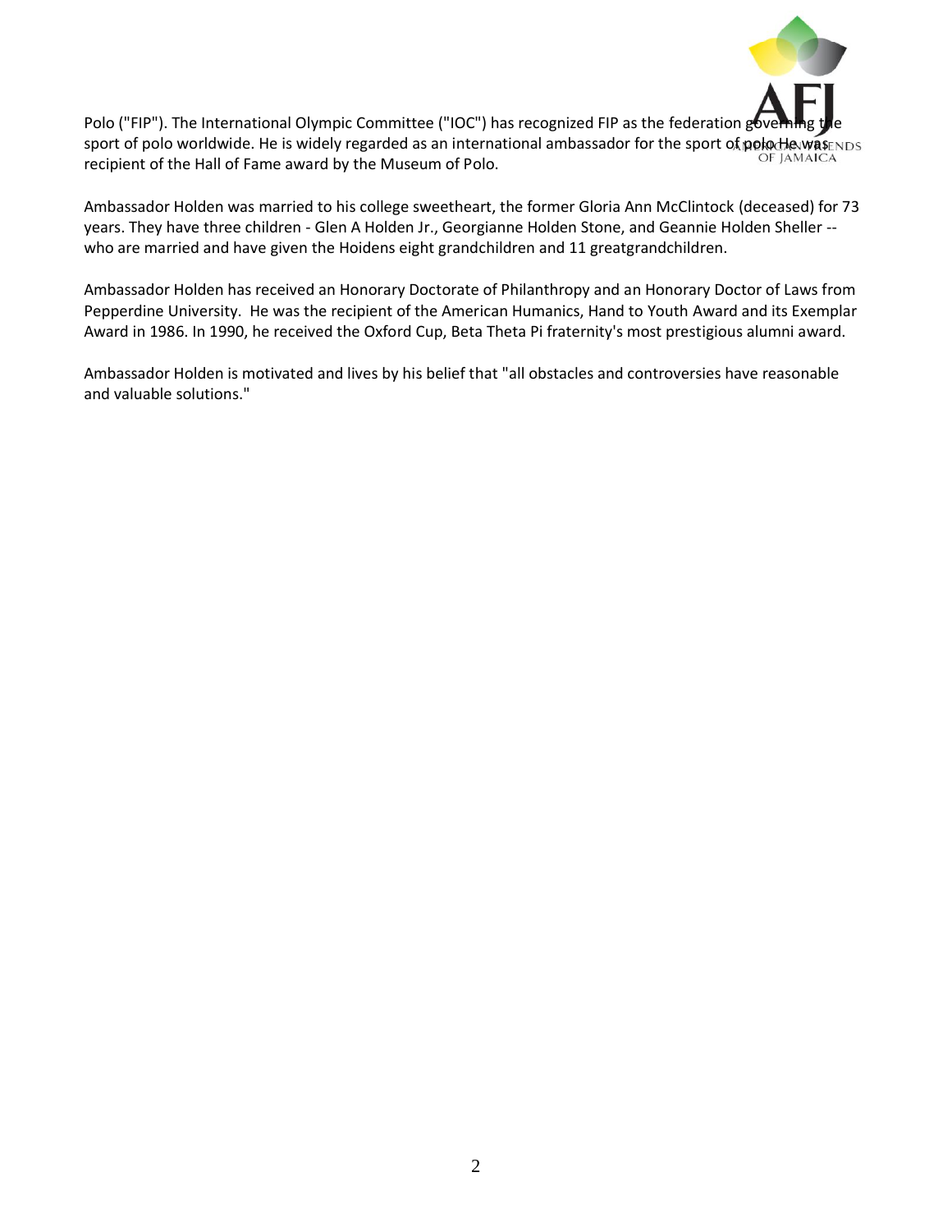Polo ("FIP"). The International Olympic Committee ("IOC") has recognized FIP as the federation governing the sport of polo worldwide. He is widely regarded as an international ambassador for the sport of polo. He was recipient of the Hall of Fame award by the Museum of Polo.

Ambassador Holden was married to his college sweetheart, the former Gloria Ann McClintock (deceased) for 73 years. They have three children - Glen A Holden Jr., Georgianne Holden Stone, and Geannie Holden Sheller -- who are married and have given the Hoidens eight grandchildren and 11 greatgrandchildren.

Ambassador Holden has received an Honorary Doctorate of Philanthropy and an Honorary Doctor of Laws from Pepperdine University. He was the recipient of the American Humanics, Hand to Youth Award and its Exemplar Award in 1986. In 1990, he received the Oxford Cup, Beta Theta Pi fraternity's most prestigious alumni award.

Ambassador Holden is motivated and lives by his belief that "all obstacles and controversies have reasonable and valuable solutions."